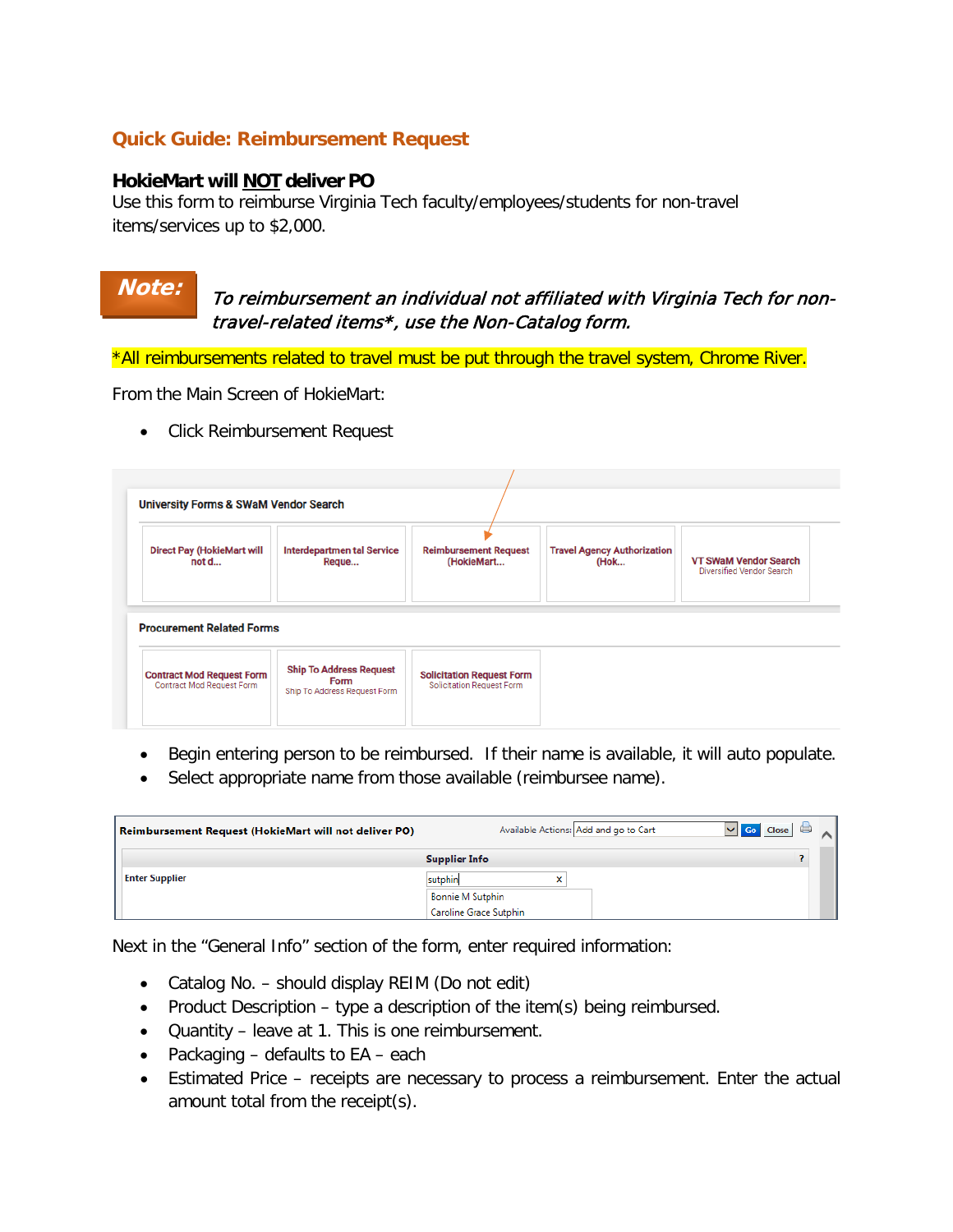## Quick Guide: Reimbursement Request

**HokieMart will NOT deliver PO**

Use this form to reimburse Virginia Tech faculty/employees/students for non-travel items/services up to $2,000.

**Note:** *To reimbursement an individual not affiliated with Virginia Tech for non-travel-related items*, use the Non-Catalog form.*

*All reimbursements related to travel must be put through the travel system, Chrome River.

From the Main Screen of HokieMart:

- Click Reimbursement Request

- Begin entering person to be reimbursed. If their name is available, it will auto populate.
- Select appropriate name from those available (reimbursee name).

Next in the "General Info" section of the form, enter required information:

- Catalog No. – should display REIM (Do not edit)
- Product Description – type a description of the item(s) being reimbursed.
- Quantity – leave at 1. This is one reimbursement.
- Packaging – defaults to EA – each
- Estimated Price – receipts are necessary to process a reimbursement. Enter the actual amount total from the receipt(s).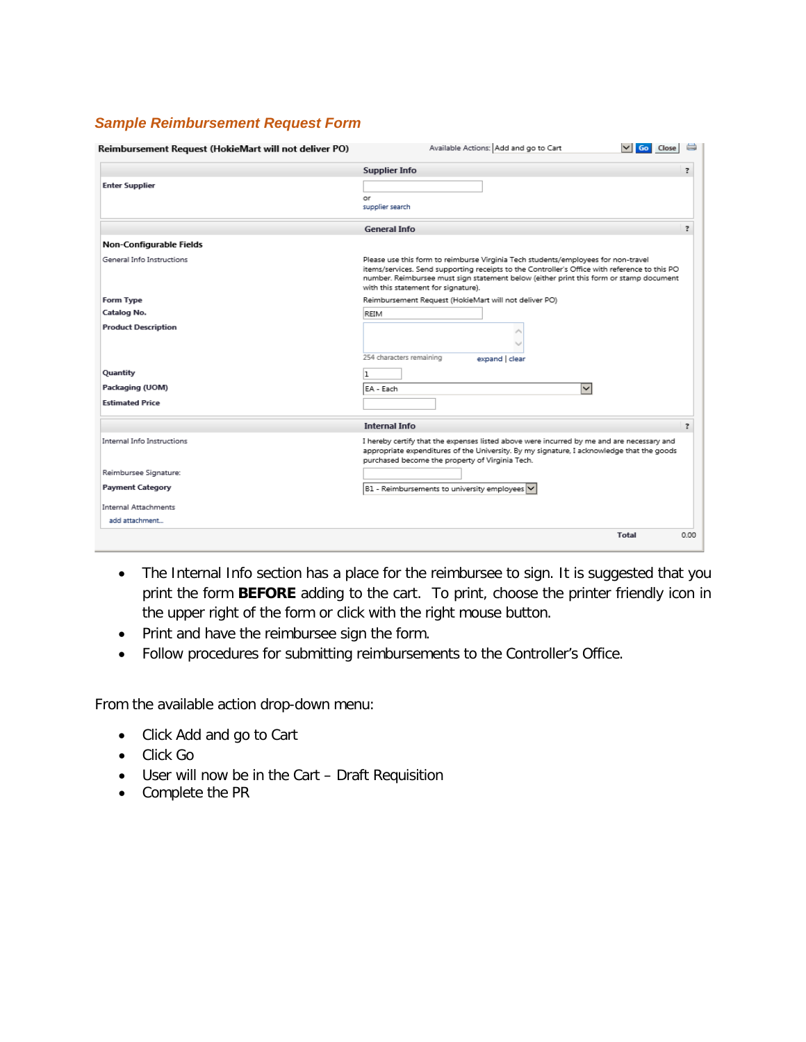*Sample Reimbursement Request Form*

**Reimbursement Request (HokieMart will not deliver PO)** Available Actions: Add and go to Cart Go Close

| | |
|---|---|
| **Supplier Info** | |
| **Enter Supplier** | or supplier search |
| **General Info** | |
| **Non-Configurable Fields** | |
| General Info Instructions | Please use this form to reimburse Virginia Tech students/employees for non-travel items/services. Send supporting receipts to the Controller's Office with reference to this PO number. Reimbursee must sign statement below (either print this form or stamp document with this statement for signature). |
| **Form Type** | Reimbursement Request (HokieMart will not deliver PO) |
| **Catalog No.** | REIM |
| **Product Description** | 254 characters remaining expand \| clear |
| **Quantity** | 1 |
| **Packaging (UOM)** | EA - Each |
| **Estimated Price** | |
| **Internal Info** | |
| Internal Info Instructions | I hereby certify that the expenses listed above were incurred by me and are necessary and appropriate expenditures of the University. By my signature, I acknowledge that the goods purchased become the property of Virginia Tech. |
| Reimbursee Signature: | |
| **Payment Category** | B1 - Reimbursements to university employees |
| Internal Attachments | |
| add attachment... | |
| **Total** | 0.00 |

- The Internal Info section has a place for the reimbursee to sign. It is suggested that you print the form **BEFORE** adding to the cart. To print, choose the printer friendly icon in the upper right of the form or click with the right mouse button.
- Print and have the reimbursee sign the form.
- Follow procedures for submitting reimbursements to the Controller's Office.

From the available action drop-down menu:

- Click Add and go to Cart
- Click Go
- User will now be in the Cart – Draft Requisition
- Complete the PR